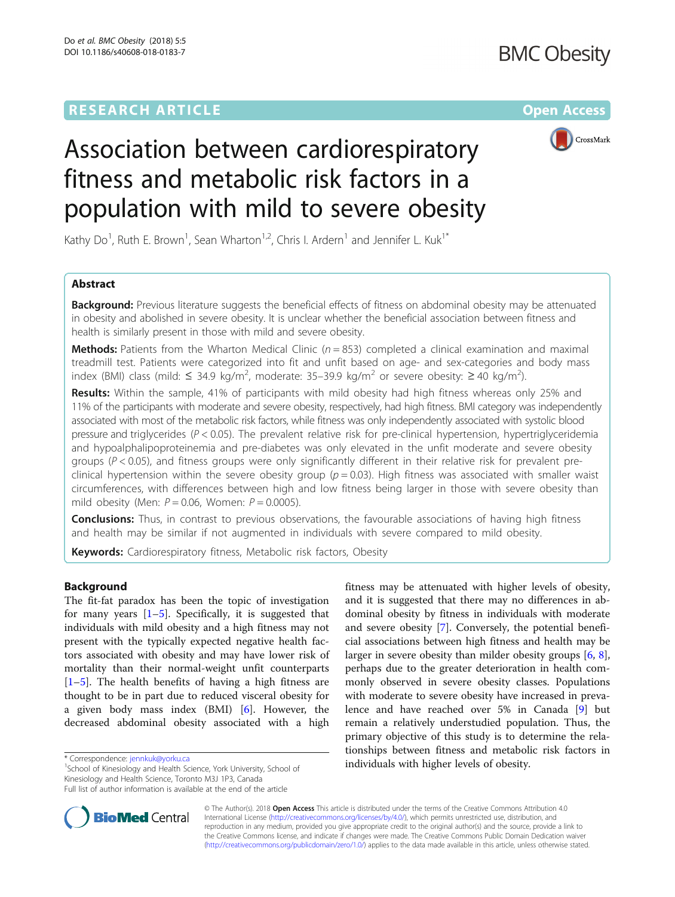RESEARCH ARTICLE

Open Access

# Association between cardiorespiratory fitness and metabolic risk factors in a population with mild to severe obesity

Kathy Do[1], Ruth E. Brown[1], Sean Wharton[1,2], Chris I. Ardern[1] and Jennifer L. Kuk[1*]

## Abstract

**Background:** Previous literature suggests the beneficial effects of fitness on abdominal obesity may be attenuated in obesity and abolished in severe obesity. It is unclear whether the beneficial association between fitness and health is similarly present in those with mild and severe obesity.

**Methods:** Patients from the Wharton Medical Clinic ($n = 853$) completed a clinical examination and maximal treadmill test. Patients were categorized into fit and unfit based on age- and sex-categories and body mass index (BMI) class (mild: ≤ 34.9 kg/m$^2$, moderate: 35–39.9 kg/m$^2$ or severe obesity: ≥ 40 kg/m$^2$).

**Results:** Within the sample, 41% of participants with mild obesity had high fitness whereas only 25% and 11% of the participants with moderate and severe obesity, respectively, had high fitness. BMI category was independently associated with most of the metabolic risk factors, while fitness was only independently associated with systolic blood pressure and triglycerides ($P < 0.05$). The prevalent relative risk for pre-clinical hypertension, hypertriglyceridemia and hypoalphalipoproteinemia and pre-diabetes was only elevated in the unfit moderate and severe obesity groups ($P < 0.05$), and fitness groups were only significantly different in their relative risk for prevalent pre-clinical hypertension within the severe obesity group ($p = 0.03$). High fitness was associated with smaller waist circumferences, with differences between high and low fitness being larger in those with severe obesity than mild obesity (Men: $P = 0.06$, Women: $P = 0.0005$).

**Conclusions:** Thus, in contrast to previous observations, the favourable associations of having high fitness and health may be similar if not augmented in individuals with severe compared to mild obesity.

**Keywords:** Cardiorespiratory fitness, Metabolic risk factors, Obesity

## Background

The fit-fat paradox has been the topic of investigation for many years [1–5]. Specifically, it is suggested that individuals with mild obesity and a high fitness may not present with the typically expected negative health factors associated with obesity and may have lower risk of mortality than their normal-weight unfit counterparts [1–5]. The health benefits of having a high fitness are thought to be in part due to reduced visceral obesity for a given body mass index (BMI) [6]. However, the decreased abdominal obesity associated with a high fitness may be attenuated with higher levels of obesity, and it is suggested that there may no differences in abdominal obesity by fitness in individuals with moderate and severe obesity [7]. Conversely, the potential beneficial associations between high fitness and health may be larger in severe obesity than milder obesity groups [6, 8], perhaps due to the greater deterioration in health commonly observed in severe obesity classes. Populations with moderate to severe obesity have increased in prevalence and have reached over 5% in Canada [9] but remain a relatively understudied population. Thus, the primary objective of this study is to determine the relationships between fitness and metabolic risk factors in individuals with higher levels of obesity.

\* Correspondence: jennkuk@yorku.ca
[1]School of Kinesiology and Health Science, York University, School of Kinesiology and Health Science, Toronto M3J 1P3, Canada
Full list of author information is available at the end of the article

© The Author(s). 2018 **Open Access** This article is distributed under the terms of the Creative Commons Attribution 4.0 International License (http://creativecommons.org/licenses/by/4.0/), which permits unrestricted use, distribution, and reproduction in any medium, provided you give appropriate credit to the original author(s) and the source, provide a link to the Creative Commons license, and indicate if changes were made. The Creative Commons Public Domain Dedication waiver (http://creativecommons.org/publicdomain/zero/1.0/) applies to the data made available in this article, unless otherwise stated.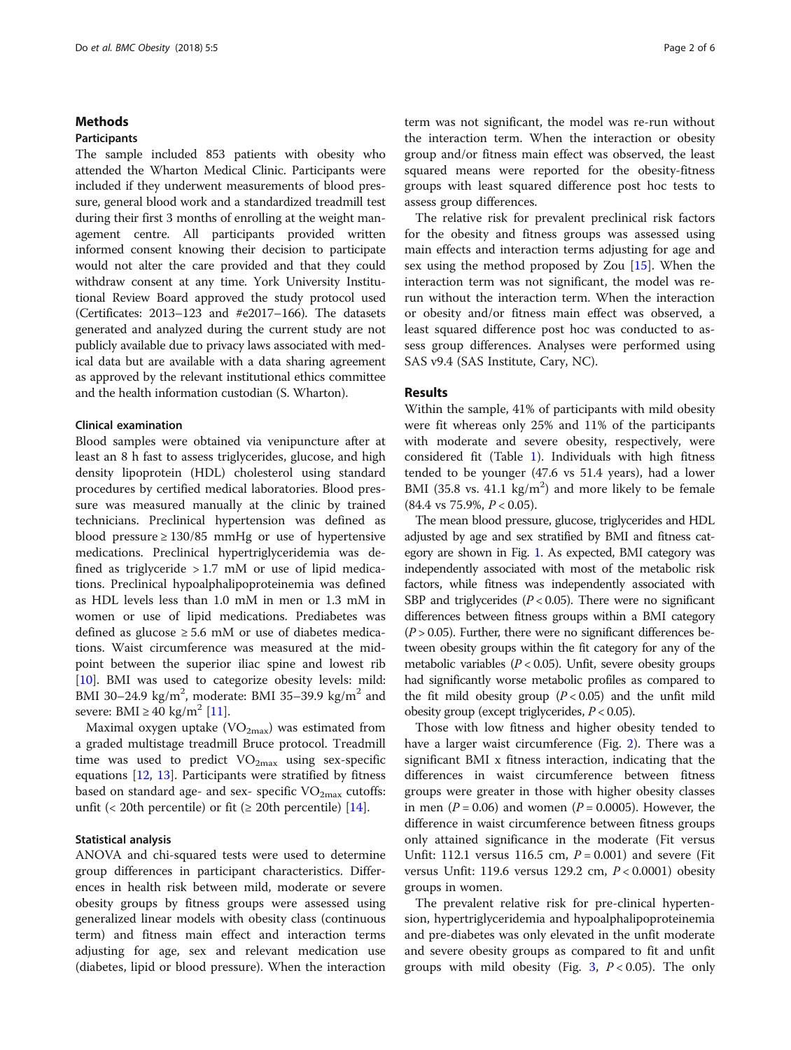## Methods

### Participants

The sample included 853 patients with obesity who attended the Wharton Medical Clinic. Participants were included if they underwent measurements of blood pressure, general blood work and a standardized treadmill test during their first 3 months of enrolling at the weight management centre. All participants provided written informed consent knowing their decision to participate would not alter the care provided and that they could withdraw consent at any time. York University Institutional Review Board approved the study protocol used (Certificates: 2013–123 and #e2017–166). The datasets generated and analyzed during the current study are not publicly available due to privacy laws associated with medical data but are available with a data sharing agreement as approved by the relevant institutional ethics committee and the health information custodian (S. Wharton).

### Clinical examination

Blood samples were obtained via venipuncture after at least an 8 h fast to assess triglycerides, glucose, and high density lipoprotein (HDL) cholesterol using standard procedures by certified medical laboratories. Blood pressure was measured manually at the clinic by trained technicians. Preclinical hypertension was defined as blood pressure ≥ 130/85 mmHg or use of hypertensive medications. Preclinical hypertriglyceridemia was defined as triglyceride > 1.7 mM or use of lipid medications. Preclinical hypoalphalipoproteinemia was defined as HDL levels less than 1.0 mM in men or 1.3 mM in women or use of lipid medications. Prediabetes was defined as glucose ≥ 5.6 mM or use of diabetes medications. Waist circumference was measured at the midpoint between the superior iliac spine and lowest rib [10]. BMI was used to categorize obesity levels: mild: BMI 30–24.9 kg/m$^2$, moderate: BMI 35–39.9 kg/m$^2$ and severe: BMI ≥ 40 kg/m$^2$ [11].

Maximal oxygen uptake ($VO_{2max}$) was estimated from a graded multistage treadmill Bruce protocol. Treadmill time was used to predict $VO_{2max}$ using sex-specific equations [12, 13]. Participants were stratified by fitness based on standard age- and sex- specific $VO_{2max}$ cutoffs: unfit (< 20th percentile) or fit (≥ 20th percentile) [14].

### Statistical analysis

ANOVA and chi-squared tests were used to determine group differences in participant characteristics. Differences in health risk between mild, moderate or severe obesity groups by fitness groups were assessed using generalized linear models with obesity class (continuous term) and fitness main effect and interaction terms adjusting for age, sex and relevant medication use (diabetes, lipid or blood pressure). When the interaction term was not significant, the model was re-run without the interaction term. When the interaction or obesity group and/or fitness main effect was observed, the least squared means were reported for the obesity-fitness groups with least squared difference post hoc tests to assess group differences.

The relative risk for prevalent preclinical risk factors for the obesity and fitness groups was assessed using main effects and interaction terms adjusting for age and sex using the method proposed by Zou [15]. When the interaction term was not significant, the model was re-run without the interaction term. When the interaction or obesity and/or fitness main effect was observed, a least squared difference post hoc was conducted to assess group differences. Analyses were performed using SAS v9.4 (SAS Institute, Cary, NC).

## Results

Within the sample, 41% of participants with mild obesity were fit whereas only 25% and 11% of the participants with moderate and severe obesity, respectively, were considered fit (Table 1). Individuals with high fitness tended to be younger (47.6 vs 51.4 years), had a lower BMI (35.8 vs. 41.1 kg/m$^2$) and more likely to be female (84.4 vs 75.9%, $P < 0.05$).

The mean blood pressure, glucose, triglycerides and HDL adjusted by age and sex stratified by BMI and fitness category are shown in Fig. 1. As expected, BMI category was independently associated with most of the metabolic risk factors, while fitness was independently associated with SBP and triglycerides ($P < 0.05$). There were no significant differences between fitness groups within a BMI category ($P > 0.05$). Further, there were no significant differences between obesity groups within the fit category for any of the metabolic variables ($P < 0.05$). Unfit, severe obesity groups had significantly worse metabolic profiles as compared to the fit mild obesity group ($P < 0.05$) and the unfit mild obesity group (except triglycerides, $P < 0.05$).

Those with low fitness and higher obesity tended to have a larger waist circumference (Fig. 2). There was a significant BMI x fitness interaction, indicating that the differences in waist circumference between fitness groups were greater in those with higher obesity classes in men ($P = 0.06$) and women ($P = 0.0005$). However, the difference in waist circumference between fitness groups only attained significance in the moderate (Fit versus Unfit: 112.1 versus 116.5 cm, $P = 0.001$) and severe (Fit versus Unfit: 119.6 versus 129.2 cm, $P < 0.0001$) obesity groups in women.

The prevalent relative risk for pre-clinical hypertension, hypertriglyceridemia and hypoalphalipoproteinemia and pre-diabetes was only elevated in the unfit moderate and severe obesity groups as compared to fit and unfit groups with mild obesity (Fig. 3, $P < 0.05$). The only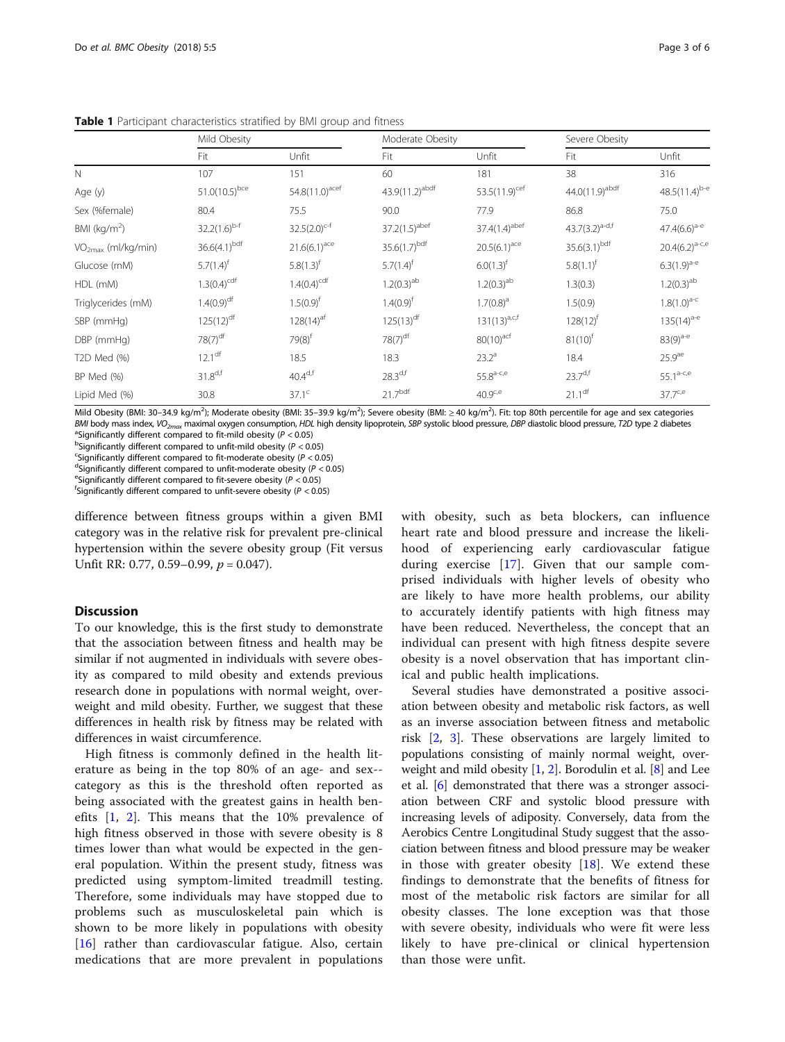**Table 1** Participant characteristics stratified by BMI group and fitness

| | Mild Obesity | | Moderate Obesity | | Severe Obesity | |
|---|---|---|---|---|---|---|
| | Fit | Unfit | Fit | Unfit | Fit | Unfit |
| N | 107 | 151 | 60 | 181 | 38 | 316 |
| Age (y) | 51.0(10.5)[bce] | 54.8(11.0)[acef] | 43.9(11.2)[abdf] | 53.5(11.9)[cef] | 44.0(11.9)[abdf] | 48.5(11.4)[b-e] |
| Sex (%female) | 80.4 | 75.5 | 90.0 | 77.9 | 86.8 | 75.0 |
| BMI (kg/m$^2$) | 32.2(1.6)[b-f] | 32.5(2.0)[c-f] | 37.2(1.5)[abef] | 37.4(1.4)[abef] | 43.7(3.2)[a-d,f] | 47.4(6.6)[a-e] |
| $VO_{2max}$ (ml/kg/min) | 36.6(4.1)[bdf] | 21.6(6.1)[ace] | 35.6(1.7)[bdf] | 20.5(6.1)[ace] | 35.6(3.1)[bdf] | 20.4(6.2)[a-c,e] |
| Glucose (mM) | 5.7(1.4)[f] | 5.8(1.3)[f] | 5.7(1.4)[f] | 6.0(1.3)[f] | 5.8(1.1)[f] | 6.3(1.9)[a-e] |
| HDL (mM) | 1.3(0.4)[cdf] | 1.4(0.4)[cdf] | 1.2(0.3)[ab] | 1.2(0.3)[ab] | 1.3(0.3) | 1.2(0.3)[ab] |
| Triglycerides (mM) | 1.4(0.9)[df] | 1.5(0.9)[f] | 1.4(0.9)[f] | 1.7(0.8)[a] | 1.5(0.9) | 1.8(1.0)[a-c] |
| SBP (mmHg) | 125(12)[df] | 128(14)[af] | 125(13)[df] | 131(13)[a,c,f] | 128(12)[f] | 135(14)[a-e] |
| DBP (mmHg) | 78(7)[df] | 79(8)[f] | 78(7)[df] | 80(10)[acf] | 81(10)[f] | 83(9)[a-e] |
| T2D Med (%) | 12.1[df] | 18.5 | 18.3 | 23.2[a] | 18.4 | 25.9[ae] |
| BP Med (%) | 31.8[d,f] | 40.4[d,f] | 28.3[d,f] | 55.8[a-c,e] | 23.7[d,f] | 55.1[a-c,e] |
| Lipid Med (%) | 30.8 | 37.1[c] | 21.7[bdf] | 40.9[c,e] | 21.1[df] | 37.7[c,e] |

Mild Obesity (BMI: 30–34.9 kg/m$^2$); Moderate obesity (BMI: 35–39.9 kg/m$^2$); Severe obesity (BMI: ≥ 40 kg/m$^2$). Fit: top 80th percentile for age and sex categories
*BMI* body mass index, *$VO_{2max}$* maximal oxygen consumption, *HDL* high density lipoprotein, *SBP* systolic blood pressure, *DBP* diastolic blood pressure, *T2D* type 2 diabetes
[a]Significantly different compared to fit-mild obesity ($P < 0.05$)
[b]Significantly different compared to unfit-mild obesity ($P < 0.05$)
[c]Significantly different compared to fit-moderate obesity ($P < 0.05$)
[d]Significantly different compared to unfit-moderate obesity ($P < 0.05$)
[e]Significantly different compared to fit-severe obesity ($P < 0.05$)
[f]Significantly different compared to unfit-severe obesity ($P < 0.05$)

difference between fitness groups within a given BMI category was in the relative risk for prevalent pre-clinical hypertension within the severe obesity group (Fit versus Unfit RR: 0.77, 0.59–0.99, $p = 0.047$).

## Discussion

To our knowledge, this is the first study to demonstrate that the association between fitness and health may be similar if not augmented in individuals with severe obesity as compared to mild obesity and extends previous research done in populations with normal weight, overweight and mild obesity. Further, we suggest that these differences in health risk by fitness may be related with differences in waist circumference.

High fitness is commonly defined in the health literature as being in the top 80% of an age- and sex--category as this is the threshold often reported as being associated with the greatest gains in health benefits [1, 2]. This means that the 10% prevalence of high fitness observed in those with severe obesity is 8 times lower than what would be expected in the general population. Within the present study, fitness was predicted using symptom-limited treadmill testing. Therefore, some individuals may have stopped due to problems such as musculoskeletal pain which is shown to be more likely in populations with obesity [16] rather than cardiovascular fatigue. Also, certain medications that are more prevalent in populations with obesity, such as beta blockers, can influence heart rate and blood pressure and increase the likelihood of experiencing early cardiovascular fatigue during exercise [17]. Given that our sample comprised individuals with higher levels of obesity who are likely to have more health problems, our ability to accurately identify patients with high fitness may have been reduced. Nevertheless, the concept that an individual can present with high fitness despite severe obesity is a novel observation that has important clinical and public health implications.

Several studies have demonstrated a positive association between obesity and metabolic risk factors, as well as an inverse association between fitness and metabolic risk [2, 3]. These observations are largely limited to populations consisting of mainly normal weight, overweight and mild obesity [1, 2]. Borodulin et al. [8] and Lee et al. [6] demonstrated that there was a stronger association between CRF and systolic blood pressure with increasing levels of adiposity. Conversely, data from the Aerobics Centre Longitudinal Study suggest that the association between fitness and blood pressure may be weaker in those with greater obesity [18]. We extend these findings to demonstrate that the benefits of fitness for most of the metabolic risk factors are similar for all obesity classes. The lone exception was that those with severe obesity, individuals who were fit were less likely to have pre-clinical or clinical hypertension than those were unfit.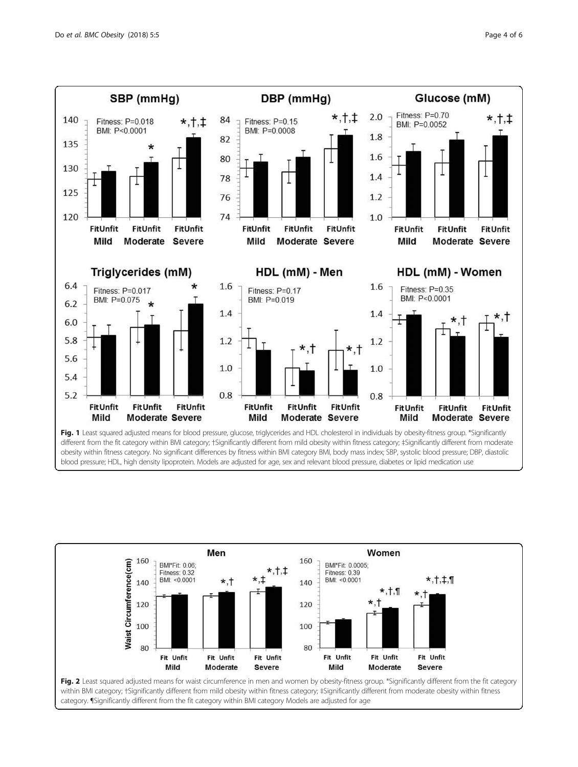**Fig. 1** Least squared adjusted means for blood pressure, glucose, triglycerides and HDL cholesterol in individuals by obesity-fitness group. *Significantly different from the fit category within BMI category; †Significantly different from mild obesity within fitness category; ‡Significantly different from moderate obesity within fitness category. No significant differences by fitness within BMI category BMI, body mass index; SBP, systolic blood pressure; DBP, diastolic blood pressure; HDL, high density lipoprotein. Models are adjusted for age, sex and relevant blood pressure, diabetes or lipid medication use

**Fig. 2** Least squared adjusted means for waist circumference in men and women by obesity-fitness group. *Significantly different from the fit category within BMI category; †Significantly different from mild obesity within fitness category; ‡Significantly different from moderate obesity within fitness category. ¶Significantly different from the fit category within BMI category Models are adjusted for age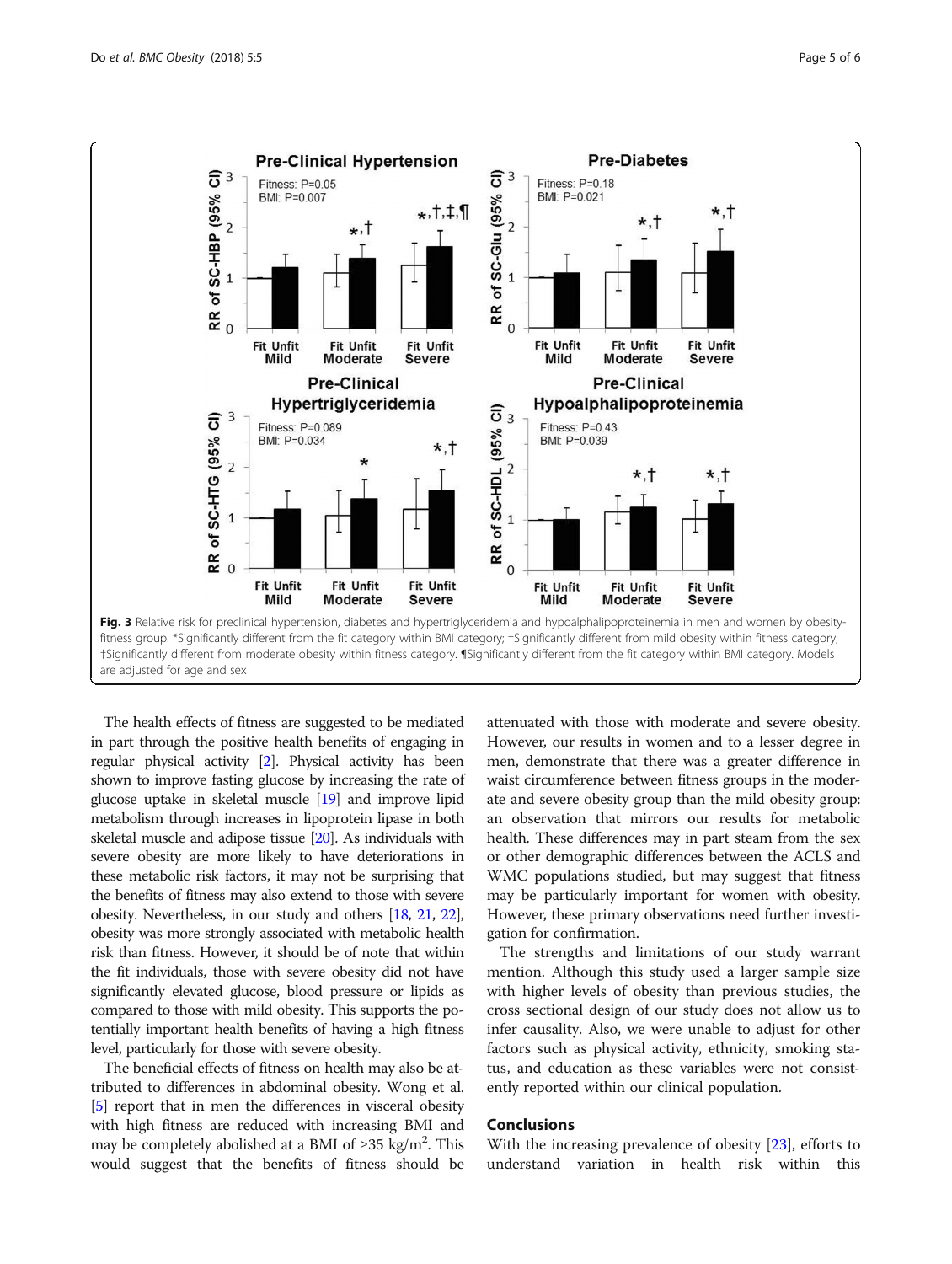Pre-Clinical Hypertension

Fitness: P=0.05
BMI: P=0.007

RR of SC-HBP (95% CI)

3
2
1
0

*,†
*,†,‡,¶

Fit Unfit Mild
Fit Unfit Moderate
Fit Unfit Severe

Pre-Diabetes

Fitness: P=0.18
BMI: P=0.021

RR of SC-Glu (95% CI)

3
2
1
0

*,†
*,†

Fit Unfit Mild
Fit Unfit Moderate
Fit Unfit Severe

Pre-Clinical Hypertriglyceridemia

Fitness: P=0.089
BMI: P=0.034

RR of SC-HTG (95% CI)

3
2
1
0

*
*,†

Fit Unfit Mild
Fit Unfit Moderate
Fit Unfit Severe

Pre-Clinical Hypoalphalipoproteinemia

Fitness: P=0.43
BMI: P=0.039

RR of SC-HDL (95% CI)

3
2
1
0

*,†
*,†

Fit Unfit Mild
Fit Unfit Moderate
Fit Unfit Severe

**Fig. 3** Relative risk for preclinical hypertension, diabetes and hypertriglyceridemia and hypoalphalipoproteinemia in men and women by obesity-fitness group. *Significantly different from the fit category within BMI category; †Significantly different from mild obesity within fitness category; ‡Significantly different from moderate obesity within fitness category. ¶Significantly different from the fit category within BMI category. Models are adjusted for age and sex

The health effects of fitness are suggested to be mediated in part through the positive health benefits of engaging in regular physical activity [2]. Physical activity has been shown to improve fasting glucose by increasing the rate of glucose uptake in skeletal muscle [19] and improve lipid metabolism through increases in lipoprotein lipase in both skeletal muscle and adipose tissue [20]. As individuals with severe obesity are more likely to have deteriorations in these metabolic risk factors, it may not be surprising that the benefits of fitness may also extend to those with severe obesity. Nevertheless, in our study and others [18, 21, 22], obesity was more strongly associated with metabolic health risk than fitness. However, it should be of note that within the fit individuals, those with severe obesity did not have significantly elevated glucose, blood pressure or lipids as compared to those with mild obesity. This supports the potentially important health benefits of having a high fitness level, particularly for those with severe obesity.

The beneficial effects of fitness on health may also be attributed to differences in abdominal obesity. Wong et al. [5] report that in men the differences in visceral obesity with high fitness are reduced with increasing BMI and may be completely abolished at a BMI of $\geq 35$ kg/m$^2$. This would suggest that the benefits of fitness should be attenuated with those with moderate and severe obesity. However, our results in women and to a lesser degree in men, demonstrate that there was a greater difference in waist circumference between fitness groups in the moderate and severe obesity group than the mild obesity group: an observation that mirrors our results for metabolic health. These differences may in part steam from the sex or other demographic differences between the ACLS and WMC populations studied, but may suggest that fitness may be particularly important for women with obesity. However, these primary observations need further investigation for confirmation.

The strengths and limitations of our study warrant mention. Although this study used a larger sample size with higher levels of obesity than previous studies, the cross sectional design of our study does not allow us to infer causality. Also, we were unable to adjust for other factors such as physical activity, ethnicity, smoking status, and education as these variables were not consistently reported within our clinical population.

## Conclusions

With the increasing prevalence of obesity [23], efforts to understand variation in health risk within this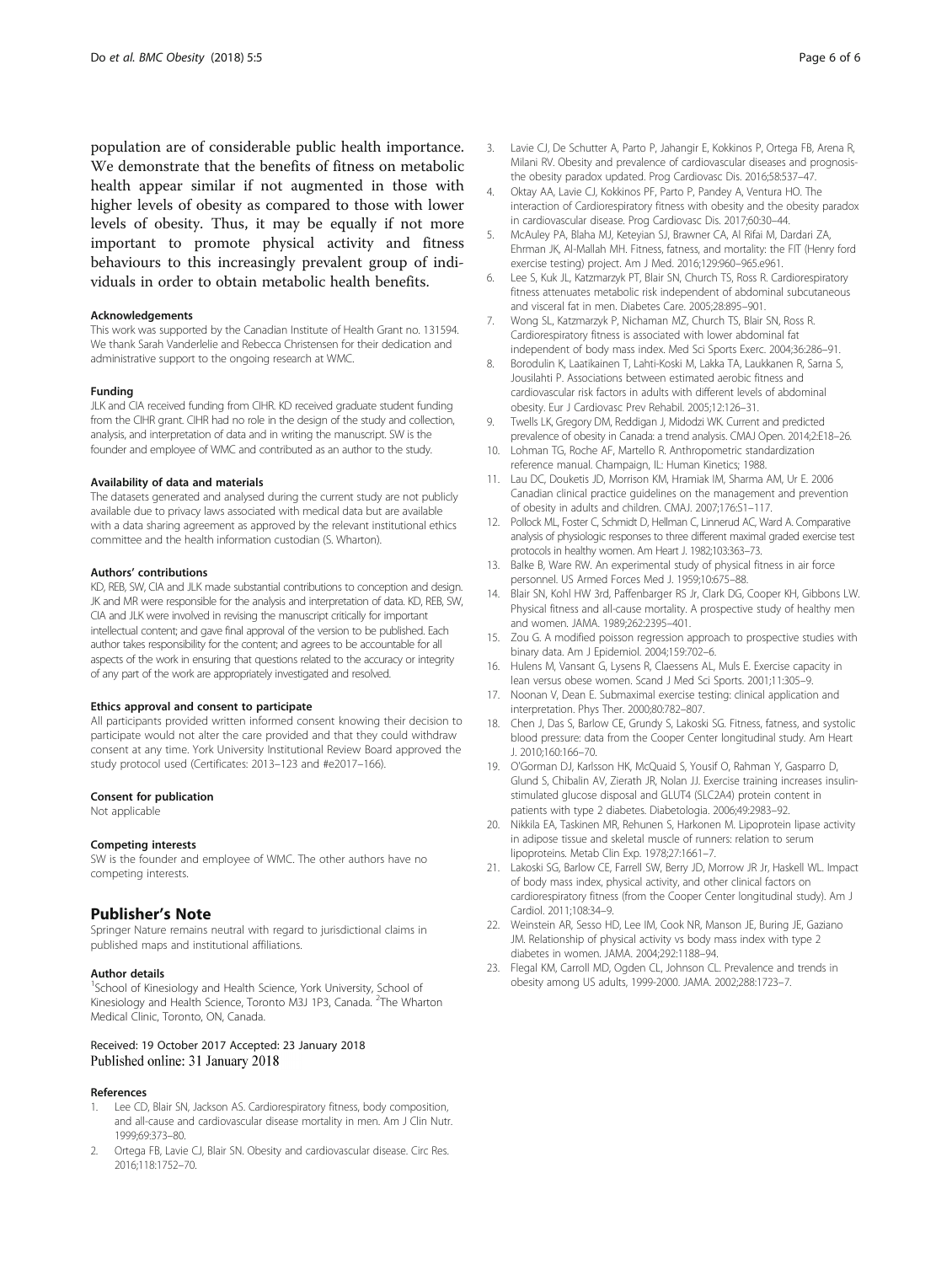population are of considerable public health importance. We demonstrate that the benefits of fitness on metabolic health appear similar if not augmented in those with higher levels of obesity as compared to those with lower levels of obesity. Thus, it may be equally if not more important to promote physical activity and fitness behaviours to this increasingly prevalent group of individuals in order to obtain metabolic health benefits.

#### Acknowledgements

This work was supported by the Canadian Institute of Health Grant no. 131594. We thank Sarah Vanderlelie and Rebecca Christensen for their dedication and administrative support to the ongoing research at WMC.

#### Funding

JLK and CIA received funding from CIHR. KD received graduate student funding from the CIHR grant. CIHR had no role in the design of the study and collection, analysis, and interpretation of data and in writing the manuscript. SW is the founder and employee of WMC and contributed as an author to the study.

#### Availability of data and materials

The datasets generated and analysed during the current study are not publicly available due to privacy laws associated with medical data but are available with a data sharing agreement as approved by the relevant institutional ethics committee and the health information custodian (S. Wharton).

#### Authors' contributions

KD, REB, SW, CIA and JLK made substantial contributions to conception and design. JK and MR were responsible for the analysis and interpretation of data. KD, REB, SW, CIA and JLK were involved in revising the manuscript critically for important intellectual content; and gave final approval of the version to be published. Each author takes responsibility for the content; and agrees to be accountable for all aspects of the work in ensuring that questions related to the accuracy or integrity of any part of the work are appropriately investigated and resolved.

#### Ethics approval and consent to participate

All participants provided written informed consent knowing their decision to participate would not alter the care provided and that they could withdraw consent at any time. York University Institutional Review Board approved the study protocol used (Certificates: 2013–123 and #e2017–166).

#### Consent for publication

Not applicable

#### Competing interests

SW is the founder and employee of WMC. The other authors have no competing interests.

## Publisher's Note

Springer Nature remains neutral with regard to jurisdictional claims in published maps and institutional affiliations.

#### Author details

[1]School of Kinesiology and Health Science, York University, School of Kinesiology and Health Science, Toronto M3J 1P3, Canada. [2]The Wharton Medical Clinic, Toronto, ON, Canada.

Received: 19 October 2017 Accepted: 23 January 2018
Published online: 31 January 2018

#### References

1. Lee CD, Blair SN, Jackson AS. Cardiorespiratory fitness, body composition, and all-cause and cardiovascular disease mortality in men. Am J Clin Nutr. 1999;69:373–80.
2. Ortega FB, Lavie CJ, Blair SN. Obesity and cardiovascular disease. Circ Res. 2016;118:1752–70.
3. Lavie CJ, De Schutter A, Parto P, Jahangir E, Kokkinos P, Ortega FB, Arena R, Milani RV. Obesity and prevalence of cardiovascular diseases and prognosis-the obesity paradox updated. Prog Cardiovasc Dis. 2016;58:537–47.
4. Oktay AA, Lavie CJ, Kokkinos PF, Parto P, Pandey A, Ventura HO. The interaction of Cardiorespiratory fitness with obesity and the obesity paradox in cardiovascular disease. Prog Cardiovasc Dis. 2017;60:30–44.
5. McAuley PA, Blaha MJ, Keteyian SJ, Brawner CA, Al Rifai M, Dardari ZA, Ehrman JK, Al-Mallah MH. Fitness, fatness, and mortality: the FIT (Henry ford exercise testing) project. Am J Med. 2016;129:960–965.e961.
6. Lee S, Kuk JL, Katzmarzyk PT, Blair SN, Church TS, Ross R. Cardiorespiratory fitness attenuates metabolic risk independent of abdominal subcutaneous and visceral fat in men. Diabetes Care. 2005;28:895–901.
7. Wong SL, Katzmarzyk P, Nichaman MZ, Church TS, Blair SN, Ross R. Cardiorespiratory fitness is associated with lower abdominal fat independent of body mass index. Med Sci Sports Exerc. 2004;36:286–91.
8. Borodulin K, Laatikainen T, Lahti-Koski M, Lakka TA, Laukkanen R, Sarna S, Jousilahti P. Associations between estimated aerobic fitness and cardiovascular risk factors in adults with different levels of abdominal obesity. Eur J Cardiovasc Prev Rehabil. 2005;12:126–31.
9. Twells LK, Gregory DM, Reddigan J, Midodzi WK. Current and predicted prevalence of obesity in Canada: a trend analysis. CMAJ Open. 2014;2:E18–26.
10. Lohman TG, Roche AF, Martello R. Anthropometric standardization reference manual. Champaign, IL: Human Kinetics; 1988.
11. Lau DC, Douketis JD, Morrison KM, Hramiak IM, Sharma AM, Ur E. 2006 Canadian clinical practice guidelines on the management and prevention of obesity in adults and children. CMAJ. 2007;176:S1–117.
12. Pollock ML, Foster C, Schmidt D, Hellman C, Linnerud AC, Ward A. Comparative analysis of physiologic responses to three different maximal graded exercise test protocols in healthy women. Am Heart J. 1982;103:363–73.
13. Balke B, Ware RW. An experimental study of physical fitness in air force personnel. US Armed Forces Med J. 1959;10:675–88.
14. Blair SN, Kohl HW 3rd, Paffenbarger RS Jr, Clark DG, Cooper KH, Gibbons LW. Physical fitness and all-cause mortality. A prospective study of healthy men and women. JAMA. 1989;262:2395–401.
15. Zou G. A modified poisson regression approach to prospective studies with binary data. Am J Epidemiol. 2004;159:702–6.
16. Hulens M, Vansant G, Lysens R, Claessens AL, Muls E. Exercise capacity in lean versus obese women. Scand J Med Sci Sports. 2001;11:305–9.
17. Noonan V, Dean E. Submaximal exercise testing: clinical application and interpretation. Phys Ther. 2000;80:782–807.
18. Chen J, Das S, Barlow CE, Grundy S, Lakoski SG. Fitness, fatness, and systolic blood pressure: data from the Cooper Center longitudinal study. Am Heart J. 2010;160:166–70.
19. O'Gorman DJ, Karlsson HK, McQuaid S, Yousif O, Rahman Y, Gasparro D, Glund S, Chibalin AV, Zierath JR, Nolan JJ. Exercise training increases insulin-stimulated glucose disposal and GLUT4 (SLC2A4) protein content in patients with type 2 diabetes. Diabetologia. 2006;49:2983–92.
20. Nikkila EA, Taskinen MR, Rehunen S, Harkonen M. Lipoprotein lipase activity in adipose tissue and skeletal muscle of runners: relation to serum lipoproteins. Metab Clin Exp. 1978;27:1661–7.
21. Lakoski SG, Barlow CE, Farrell SW, Berry JD, Morrow JR Jr, Haskell WL. Impact of body mass index, physical activity, and other clinical factors on cardiorespiratory fitness (from the Cooper Center longitudinal study). Am J Cardiol. 2011;108:34–9.
22. Weinstein AR, Sesso HD, Lee IM, Cook NR, Manson JE, Buring JE, Gaziano JM. Relationship of physical activity vs body mass index with type 2 diabetes in women. JAMA. 2004;292:1188–94.
23. Flegal KM, Carroll MD, Ogden CL, Johnson CL. Prevalence and trends in obesity among US adults, 1999-2000. JAMA. 2002;288:1723–7.